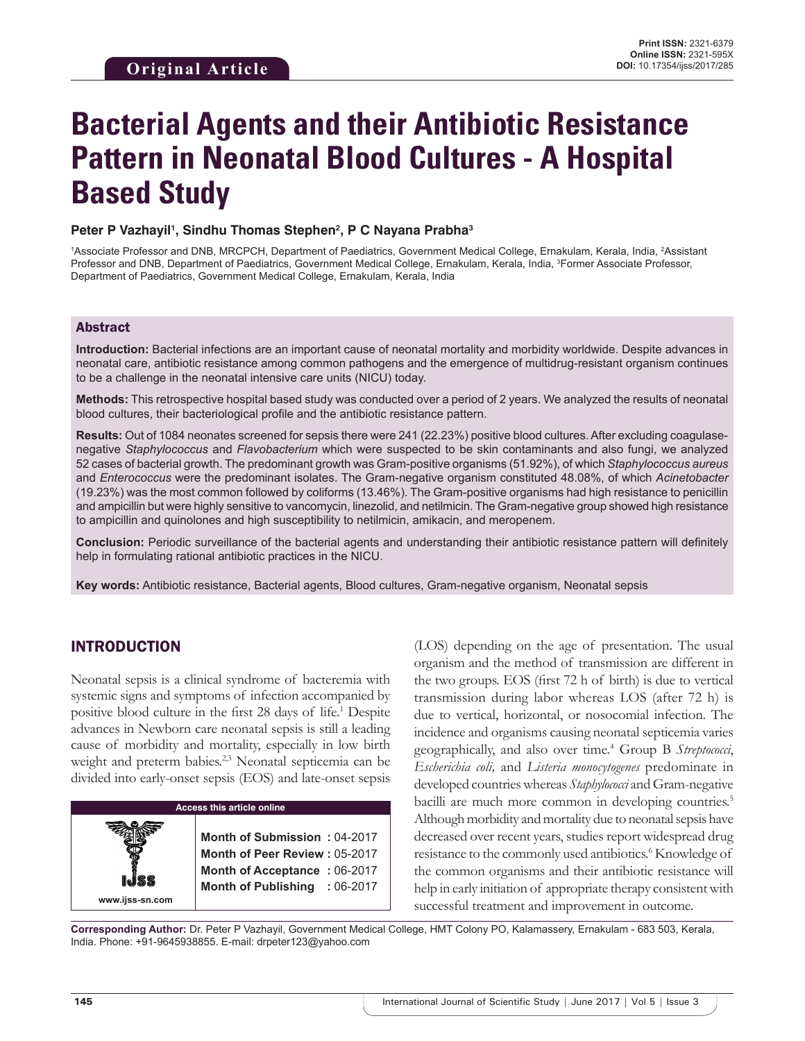**Original Article**

**Print ISSN:** 2321-6379
**Online ISSN:** 2321-595X
**DOI:** 10.17354/ijss/2017/285

# Bacterial Agents and their Antibiotic Resistance Pattern in Neonatal Blood Cultures - A Hospital Based Study

**Peter P Vazhayil[1], Sindhu Thomas Stephen[2], P C Nayana Prabha[3]**

[1]Associate Professor and DNB, MRCPCH, Department of Paediatrics, Government Medical College, Ernakulam, Kerala, India, [2]Assistant Professor and DNB, Department of Paediatrics, Government Medical College, Ernakulam, Kerala, India, [3]Former Associate Professor, Department of Paediatrics, Government Medical College, Ernakulam, Kerala, India

## Abstract

**Introduction:** Bacterial infections are an important cause of neonatal mortality and morbidity worldwide. Despite advances in neonatal care, antibiotic resistance among common pathogens and the emergence of multidrug-resistant organism continues to be a challenge in the neonatal intensive care units (NICU) today.

**Methods:** This retrospective hospital based study was conducted over a period of 2 years. We analyzed the results of neonatal blood cultures, their bacteriological profile and the antibiotic resistance pattern.

**Results:** Out of 1084 neonates screened for sepsis there were 241 (22.23%) positive blood cultures. After excluding coagulase-negative *Staphylococcus* and *Flavobacterium* which were suspected to be skin contaminants and also fungi, we analyzed 52 cases of bacterial growth. The predominant growth was Gram-positive organisms (51.92%), of which *Staphylococcus aureus* and *Enterococcus* were the predominant isolates. The Gram-negative organism constituted 48.08%, of which *Acinetobacter* (19.23%) was the most common followed by coliforms (13.46%). The Gram-positive organisms had high resistance to penicillin and ampicillin but were highly sensitive to vancomycin, linezolid, and netilmicin. The Gram-negative group showed high resistance to ampicillin and quinolones and high susceptibility to netilmicin, amikacin, and meropenem.

**Conclusion:** Periodic surveillance of the bacterial agents and understanding their antibiotic resistance pattern will definitely help in formulating rational antibiotic practices in the NICU.

**Key words:** Antibiotic resistance, Bacterial agents, Blood cultures, Gram-negative organism, Neonatal sepsis

## INTRODUCTION

Neonatal sepsis is a clinical syndrome of bacteremia with systemic signs and symptoms of infection accompanied by positive blood culture in the first 28 days of life.[1] Despite advances in Newborn care neonatal sepsis is still a leading cause of morbidity and mortality, especially in low birth weight and preterm babies.[2,3] Neonatal septicemia can be divided into early-onset sepsis (EOS) and late-onset sepsis (LOS) depending on the age of presentation. The usual organism and the method of transmission are different in the two groups. EOS (first 72 h of birth) is due to vertical transmission during labor whereas LOS (after 72 h) is due to vertical, horizontal, or nosocomial infection. The incidence and organisms causing neonatal septicemia varies geographically, and also over time.[4] Group B *Streptococci*, *Escherichia coli,* and *Listeria monocytogenes* predominate in developed countries whereas *Staphylococci* and Gram-negative bacilli are much more common in developing countries.[5] Although morbidity and mortality due to neonatal sepsis have decreased over recent years, studies report widespread drug resistance to the commonly used antibiotics.[6] Knowledge of the common organisms and their antibiotic resistance will help in early initiation of appropriate therapy consistent with successful treatment and improvement in outcome.

**Access this article online**

www.ijss-sn.com

Month of Submission : 04-2017
Month of Peer Review : 05-2017
Month of Acceptance : 06-2017
Month of Publishing : 06-2017

**Corresponding Author:** Dr. Peter P Vazhayil, Government Medical College, HMT Colony PO, Kalamassery, Ernakulam - 683 503, Kerala, India. Phone: +91-9645938855. E-mail: drpeter123@yahoo.com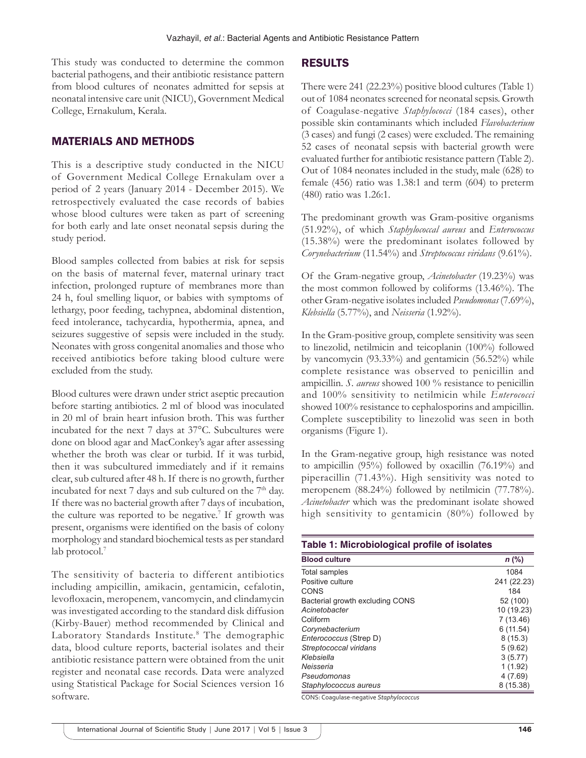This study was conducted to determine the common bacterial pathogens, and their antibiotic resistance pattern from blood cultures of neonates admitted for sepsis at neonatal intensive care unit (NICU), Government Medical College, Ernakulum, Kerala.

## MATERIALS AND METHODS

This is a descriptive study conducted in the NICU of Government Medical College Ernakulam over a period of 2 years (January 2014 - December 2015). We retrospectively evaluated the case records of babies whose blood cultures were taken as part of screening for both early and late onset neonatal sepsis during the study period.

Blood samples collected from babies at risk for sepsis on the basis of maternal fever, maternal urinary tract infection, prolonged rupture of membranes more than 24 h, foul smelling liquor, or babies with symptoms of lethargy, poor feeding, tachypnea, abdominal distention, feed intolerance, tachycardia, hypothermia, apnea, and seizures suggestive of sepsis were included in the study. Neonates with gross congenital anomalies and those who received antibiotics before taking blood culture were excluded from the study.

Blood cultures were drawn under strict aseptic precaution before starting antibiotics. 2 ml of blood was inoculated in 20 ml of brain heart infusion broth. This was further incubated for the next 7 days at 37°C. Subcultures were done on blood agar and MacConkey's agar after assessing whether the broth was clear or turbid. If it was turbid, then it was subcultured immediately and if it remains clear, sub cultured after 48 h. If there is no growth, further incubated for next 7 days and sub cultured on the 7th day. If there was no bacterial growth after 7 days of incubation, the culture was reported to be negative.[7] If growth was present, organisms were identified on the basis of colony morphology and standard biochemical tests as per standard lab protocol.[7]

The sensitivity of bacteria to different antibiotics including ampicillin, amikacin, gentamicin, cefalotin, levofloxacin, meropenem, vancomycin, and clindamycin was investigated according to the standard disk diffusion (Kirby-Bauer) method recommended by Clinical and Laboratory Standards Institute.[8] The demographic data, blood culture reports, bacterial isolates and their antibiotic resistance pattern were obtained from the unit register and neonatal case records. Data were analyzed using Statistical Package for Social Sciences version 16 software.

## RESULTS

There were 241 (22.23%) positive blood cultures (Table 1) out of 1084 neonates screened for neonatal sepsis. Growth of Coagulase-negative *Staphylococci* (184 cases), other possible skin contaminants which included *Flavobacterium* (3 cases) and fungi (2 cases) were excluded. The remaining 52 cases of neonatal sepsis with bacterial growth were evaluated further for antibiotic resistance pattern (Table 2). Out of 1084 neonates included in the study, male (628) to female (456) ratio was 1.38:1 and term (604) to preterm (480) ratio was 1.26:1.

The predominant growth was Gram-positive organisms (51.92%), of which *Staphylococcal aureus* and *Enterococcus* (15.38%) were the predominant isolates followed by *Corynebacterium* (11.54%) and *Streptococcus viridans* (9.61%).

Of the Gram-negative group, *Acinetobacter* (19.23%) was the most common followed by coliforms (13.46%). The other Gram-negative isolates included *Pseudomonas* (7.69%), *Klebsiella* (5.77%), and *Neisseria* (1.92%).

In the Gram-positive group, complete sensitivity was seen to linezolid, netilmicin and teicoplanin (100%) followed by vancomycin (93.33%) and gentamicin (56.52%) while complete resistance was observed to penicillin and ampicillin. *S. aureus* showed 100 % resistance to penicillin and 100% sensitivity to netilmicin while *Enterococci* showed 100% resistance to cephalosporins and ampicillin. Complete susceptibility to linezolid was seen in both organisms (Figure 1).

In the Gram-negative group, high resistance was noted to ampicillin (95%) followed by oxacillin (76.19%) and piperacillin (71.43%). High sensitivity was noted to meropenem (88.24%) followed by netilmicin (77.78%). *Acinetobacter* which was the predominant isolate showed high sensitivity to gentamicin (80%) followed by

**Table 1: Microbiological profile of isolates**

| Blood culture | *n* (%) |
|---|---|
| Total samples | 1084 |
| Positive culture | 241 (22.23) |
| CONS | 184 |
| Bacterial growth excluding CONS | 52 (100) |
| *Acinetobacter* | 10 (19.23) |
| Coliform | 7 (13.46) |
| *Corynebacterium* | 6 (11.54) |
| *Enterococcus* (Strep D) | 8 (15.3) |
| *Streptococcal viridans* | 5 (9.62) |
| *Klebsiella* | 3 (5.77) |
| *Neisseria* | 1 (1.92) |
| *Pseudomonas* | 4 (7.69) |
| *Staphylococcus aureus* | 8 (15.38) |

CONS: Coagulase-negative *Staphylococcus*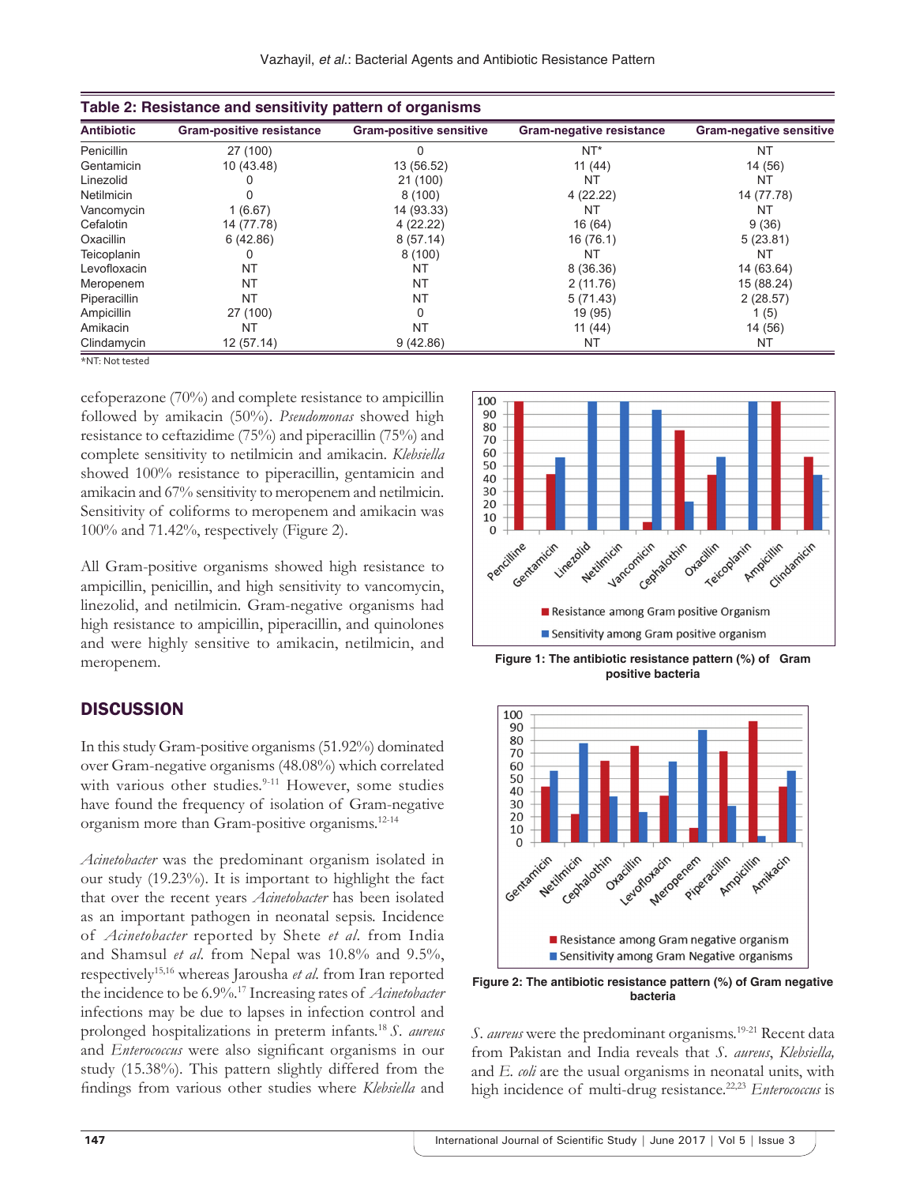**Table 2: Resistance and sensitivity pattern of organisms**

| Antibiotic | Gram-positive resistance | Gram-positive sensitive | Gram-negative resistance | Gram-negative sensitive |
|---|---|---|---|---|
| Penicillin | 27 (100) | 0 | NT* | NT |
| Gentamicin | 10 (43.48) | 13 (56.52) | 11 (44) | 14 (56) |
| Linezolid | 0 | 21 (100) | NT | NT |
| Netilmicin | 0 | 8 (100) | 4 (22.22) | 14 (77.78) |
| Vancomycin | 1 (6.67) | 14 (93.33) | NT | NT |
| Cefalotin | 14 (77.78) | 4 (22.22) | 16 (64) | 9 (36) |
| Oxacillin | 6 (42.86) | 8 (57.14) | 16 (76.1) | 5 (23.81) |
| Teicoplanin | 0 | 8 (100) | NT | NT |
| Levofloxacin | NT | NT | 8 (36.36) | 14 (63.64) |
| Meropenem | NT | NT | 2 (11.76) | 15 (88.24) |
| Piperacillin | NT | NT | 5 (71.43) | 2 (28.57) |
| Ampicillin | 27 (100) | 0 | 19 (95) | 1 (5) |
| Amikacin | NT | NT | 11 (44) | 14 (56) |
| Clindamycin | 12 (57.14) | 9 (42.86) | NT | NT |

*NT: Not tested

cefoperazone (70%) and complete resistance to ampicillin followed by amikacin (50%). *Pseudomonas* showed high resistance to ceftazidime (75%) and piperacillin (75%) and complete sensitivity to netilmicin and amikacin. *Klebsiella* showed 100% resistance to piperacillin, gentamicin and amikacin and 67% sensitivity to meropenem and netilmicin. Sensitivity of coliforms to meropenem and amikacin was 100% and 71.42%, respectively (Figure 2).

All Gram-positive organisms showed high resistance to ampicillin, penicillin, and high sensitivity to vancomycin, linezolid, and netilmicin. Gram-negative organisms had high resistance to ampicillin, piperacillin, and quinolones and were highly sensitive to amikacin, netilmicin, and meropenem.

Figure 1: The antibiotic resistance pattern (%) of Gram positive bacteria

Figure 2: The antibiotic resistance pattern (%) of Gram negative bacteria

## DISCUSSION

In this study Gram-positive organisms (51.92%) dominated over Gram-negative organisms (48.08%) which correlated with various other studies.[9-11] However, some studies have found the frequency of isolation of Gram-negative organism more than Gram-positive organisms.[12-14]

*Acinetobacter* was the predominant organism isolated in our study (19.23%). It is important to highlight the fact that over the recent years *Acinetobacter* has been isolated as an important pathogen in neonatal sepsis. Incidence of *Acinetobacter* reported by Shete *et al.* from India and Shamsul *et al.* from Nepal was 10.8% and 9.5%, respectively[15,16] whereas Jarousha *et al.* from Iran reported the incidence to be 6.9%.[17] Increasing rates of *Acinetobacter* infections may be due to lapses in infection control and prolonged hospitalizations in preterm infants.[18] *S. aureus* and *Enterococcus* were also significant organisms in our study (15.38%). This pattern slightly differed from the findings from various other studies where *Klebsiella* and *S. aureus* were the predominant organisms.[19-21] Recent data from Pakistan and India reveals that *S. aureus*, *Klebsiella,* and *E. coli* are the usual organisms in neonatal units, with high incidence of multi-drug resistance.[22,23] *Enterococcus* is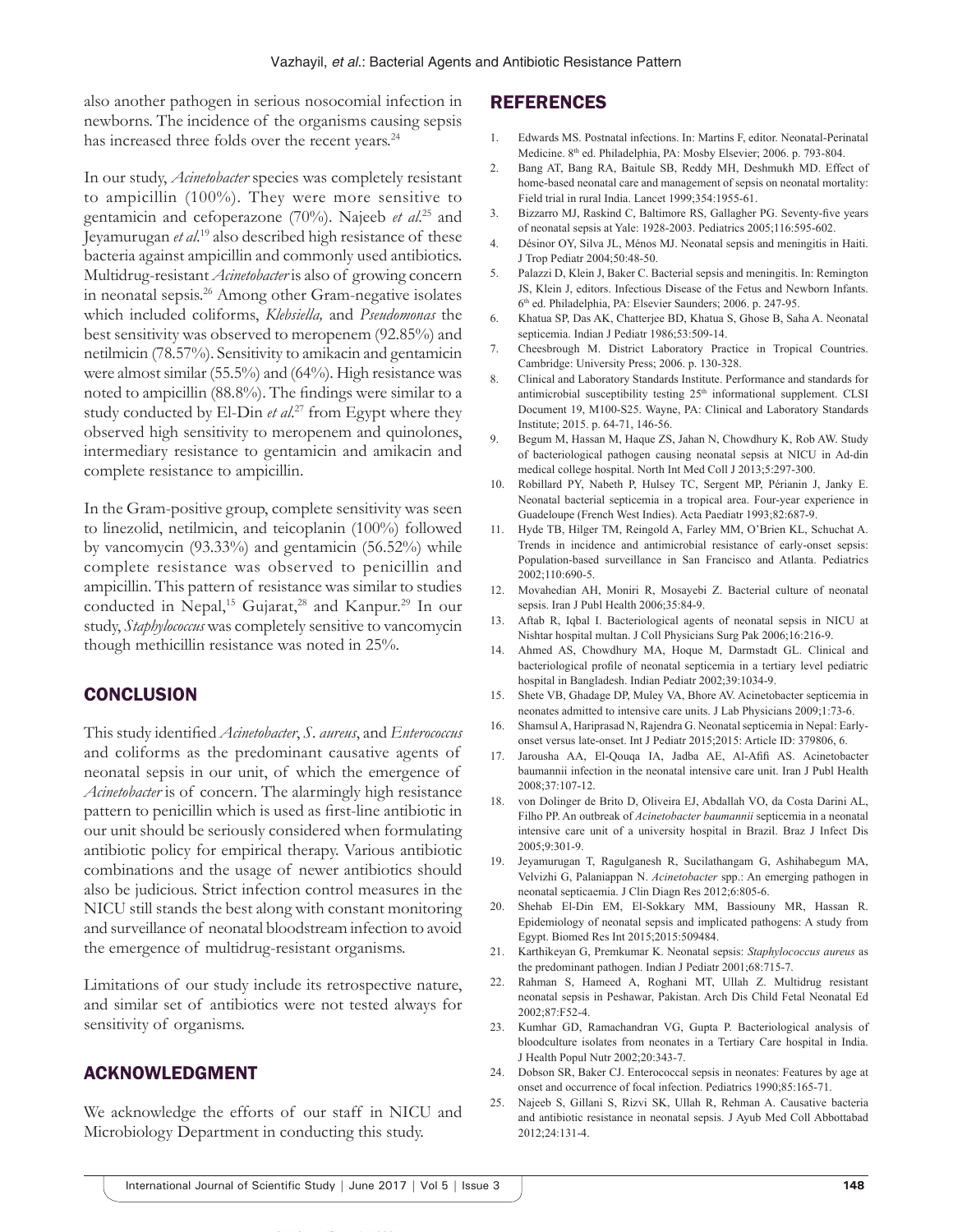also another pathogen in serious nosocomial infection in newborns. The incidence of the organisms causing sepsis has increased three folds over the recent years.[24]

In our study, *Acinetobacter* species was completely resistant to ampicillin (100%). They were more sensitive to gentamicin and cefoperazone (70%). Najeeb *et al*.[25] and Jeyamurugan *et al*.[19] also described high resistance of these bacteria against ampicillin and commonly used antibiotics. Multidrug-resistant *Acinetobacter* is also of growing concern in neonatal sepsis.[26] Among other Gram-negative isolates which included coliforms, *Klebsiella,* and *Pseudomonas* the best sensitivity was observed to meropenem (92.85%) and netilmicin (78.57%). Sensitivity to amikacin and gentamicin were almost similar (55.5%) and (64%). High resistance was noted to ampicillin (88.8%). The findings were similar to a study conducted by El-Din *et al*.[27] from Egypt where they observed high sensitivity to meropenem and quinolones, intermediary resistance to gentamicin and amikacin and complete resistance to ampicillin.

In the Gram-positive group, complete sensitivity was seen to linezolid, netilmicin, and teicoplanin (100%) followed by vancomycin (93.33%) and gentamicin (56.52%) while complete resistance was observed to penicillin and ampicillin. This pattern of resistance was similar to studies conducted in Nepal,[15] Gujarat,[28] and Kanpur.[29] In our study, *Staphylococcus* was completely sensitive to vancomycin though methicillin resistance was noted in 25%.

## CONCLUSION

This study identified *Acinetobacter*, *S. aureus*, and *Enterococcus* and coliforms as the predominant causative agents of neonatal sepsis in our unit, of which the emergence of *Acinetobacter* is of concern. The alarmingly high resistance pattern to penicillin which is used as first-line antibiotic in our unit should be seriously considered when formulating antibiotic policy for empirical therapy. Various antibiotic combinations and the usage of newer antibiotics should also be judicious. Strict infection control measures in the NICU still stands the best along with constant monitoring and surveillance of neonatal bloodstream infection to avoid the emergence of multidrug-resistant organisms.

Limitations of our study include its retrospective nature, and similar set of antibiotics were not tested always for sensitivity of organisms.

## ACKNOWLEDGMENT

We acknowledge the efforts of our staff in NICU and Microbiology Department in conducting this study.

## REFERENCES

1. Edwards MS. Postnatal infections. In: Martins F, editor. Neonatal-Perinatal Medicine. 8th ed. Philadelphia, PA: Mosby Elsevier; 2006. p. 793-804.
2. Bang AT, Bang RA, Baitule SB, Reddy MH, Deshmukh MD. Effect of home-based neonatal care and management of sepsis on neonatal mortality: Field trial in rural India. Lancet 1999;354:1955-61.
3. Bizzarro MJ, Raskind C, Baltimore RS, Gallagher PG. Seventy-five years of neonatal sepsis at Yale: 1928-2003. Pediatrics 2005;116:595-602.
4. Désinor OY, Silva JL, Ménos MJ. Neonatal sepsis and meningitis in Haiti. J Trop Pediatr 2004;50:48-50.
5. Palazzi D, Klein J, Baker C. Bacterial sepsis and meningitis. In: Remington JS, Klein J, editors. Infectious Disease of the Fetus and Newborn Infants. 6th ed. Philadelphia, PA: Elsevier Saunders; 2006. p. 247-95.
6. Khatua SP, Das AK, Chatterjee BD, Khatua S, Ghose B, Saha A. Neonatal septicemia. Indian J Pediatr 1986;53:509-14.
7. Cheesbrough M. District Laboratory Practice in Tropical Countries. Cambridge: University Press; 2006. p. 130-328.
8. Clinical and Laboratory Standards Institute. Performance and standards for antimicrobial susceptibility testing 25th informational supplement. CLSI Document 19, M100-S25. Wayne, PA: Clinical and Laboratory Standards Institute; 2015. p. 64-71, 146-56.
9. Begum M, Hassan M, Haque ZS, Jahan N, Chowdhury K, Rob AW. Study of bacteriological pathogen causing neonatal sepsis at NICU in Ad-din medical college hospital. North Int Med Coll J 2013;5:297-300.
10. Robillard PY, Nabeth P, Hulsey TC, Sergent MP, Périanin J, Janky E. Neonatal bacterial septicemia in a tropical area. Four-year experience in Guadeloupe (French West Indies). Acta Paediatr 1993;82:687-9.
11. Hyde TB, Hilger TM, Reingold A, Farley MM, O'Brien KL, Schuchat A. Trends in incidence and antimicrobial resistance of early-onset sepsis: Population-based surveillance in San Francisco and Atlanta. Pediatrics 2002;110:690-5.
12. Movahedian AH, Moniri R, Mosayebi Z. Bacterial culture of neonatal sepsis. Iran J Publ Health 2006;35:84-9.
13. Aftab R, Iqbal I. Bacteriological agents of neonatal sepsis in NICU at Nishtar hospital multan. J Coll Physicians Surg Pak 2006;16:216-9.
14. Ahmed AS, Chowdhury MA, Hoque M, Darmstadt GL. Clinical and bacteriological profile of neonatal septicemia in a tertiary level pediatric hospital in Bangladesh. Indian Pediatr 2002;39:1034-9.
15. Shete VB, Ghadage DP, Muley VA, Bhore AV. Acinetobacter septicemia in neonates admitted to intensive care units. J Lab Physicians 2009;1:73-6.
16. Shamsul A, Hariprasad N, Rajendra G. Neonatal septicemia in Nepal: Early-onset versus late-onset. Int J Pediatr 2015;2015: Article ID: 379806, 6.
17. Jarousha AA, El-Qouqa IA, Jadba AE, Al-Afifi AS. Acinetobacter baumannii infection in the neonatal intensive care unit. Iran J Publ Health 2008;37:107-12.
18. von Dolinger de Brito D, Oliveira EJ, Abdallah VO, da Costa Darini AL, Filho PP. An outbreak of *Acinetobacter baumannii* septicemia in a neonatal intensive care unit of a university hospital in Brazil. Braz J Infect Dis 2005;9:301-9.
19. Jeyamurugan T, Ragulganesh R, Sucilathangam G, Ashihabegum MA, Velvizhi G, Palaniappan N. *Acinetobacter* spp.: An emerging pathogen in neonatal septicaemia. J Clin Diagn Res 2012;6:805-6.
20. Shehab El-Din EM, El-Sokkary MM, Bassiouny MR, Hassan R. Epidemiology of neonatal sepsis and implicated pathogens: A study from Egypt. Biomed Res Int 2015;2015:509484.
21. Karthikeyan G, Premkumar K. Neonatal sepsis: *Staphylococcus aureus* as the predominant pathogen. Indian J Pediatr 2001;68:715-7.
22. Rahman S, Hameed A, Roghani MT, Ullah Z. Multidrug resistant neonatal sepsis in Peshawar, Pakistan. Arch Dis Child Fetal Neonatal Ed 2002;87:F52-4.
23. Kumhar GD, Ramachandran VG, Gupta P. Bacteriological analysis of bloodculture isolates from neonates in a Tertiary Care hospital in India. J Health Popul Nutr 2002;20:343-7.
24. Dobson SR, Baker CJ. Enterococcal sepsis in neonates: Features by age at onset and occurrence of focal infection. Pediatrics 1990;85:165-71.
25. Najeeb S, Gillani S, Rizvi SK, Ullah R, Rehman A. Causative bacteria and antibiotic resistance in neonatal sepsis. J Ayub Med Coll Abbottabad 2012;24:131-4.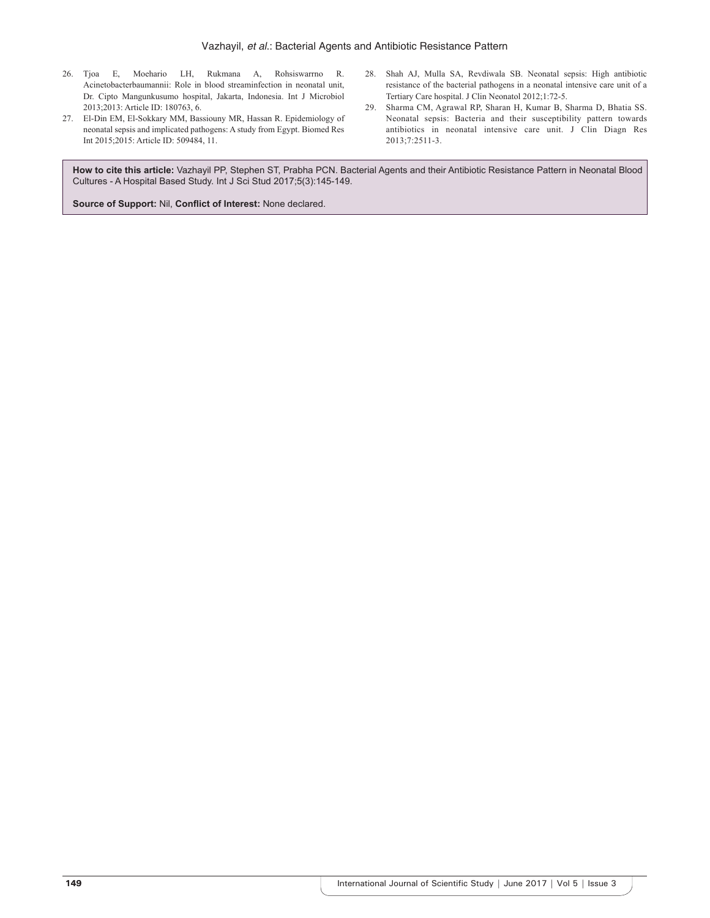26. Tjoa E, Moehario LH, Rukmana A, Rohsiswarrno R. Acinetobacterbaumannii: Role in blood streaminfection in neonatal unit, Dr. Cipto Mangunkusumo hospital, Jakarta, Indonesia. Int J Microbiol 2013;2013: Article ID: 180763, 6.
27. El-Din EM, El-Sokkary MM, Bassiouny MR, Hassan R. Epidemiology of neonatal sepsis and implicated pathogens: A study from Egypt. Biomed Res Int 2015;2015: Article ID: 509484, 11.
28. Shah AJ, Mulla SA, Revdiwala SB. Neonatal sepsis: High antibiotic resistance of the bacterial pathogens in a neonatal intensive care unit of a Tertiary Care hospital. J Clin Neonatol 2012;1:72-5.
29. Sharma CM, Agrawal RP, Sharan H, Kumar B, Sharma D, Bhatia SS. Neonatal sepsis: Bacteria and their susceptibility pattern towards antibiotics in neonatal intensive care unit. J Clin Diagn Res 2013;7:2511-3.

**How to cite this article:** Vazhayil PP, Stephen ST, Prabha PCN. Bacterial Agents and their Antibiotic Resistance Pattern in Neonatal Blood Cultures - A Hospital Based Study. Int J Sci Stud 2017;5(3):145-149.

**Source of Support:** Nil, **Conflict of Interest:** None declared.